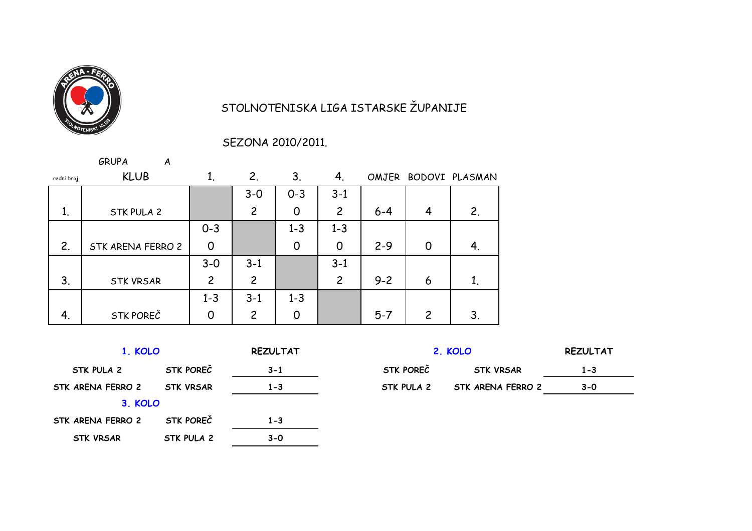# STOLNOTENISKA LIGA ISTARSKE ŽUPANIJE

## SEZONA 2010/2011.

GRUPA A

| redni broj | KLUB | 1. | 2. | 3. | 4. | OMJER | BODOVI | PLASMAN |
|---|---|---|---|---|---|---|---|---|
| 1. | STK PULA 2 | | 3-0<br>2 | 0-3<br>0 | 3-1<br>2 | 6-4 | 4 | 2. |
| 2. | STK ARENA FERRO 2 | 0-3<br>0 | | 1-3<br>0 | 1-3<br>0 | 2-9 | 0 | 4. |
| 3. | STK VRSAR | 3-0<br>2 | 3-1<br>2 | | 3-1<br>2 | 9-2 | 6 | 1. |
| 4. | STK POREČ | 1-3<br>0 | 3-1<br>2 | 1-3<br>0 | | 5-7 | 2 | 3. |

**1. KOLO**

| | | REZULTAT |
|---|---|---|
| STK PULA 2 | STK POREČ | 3-1 |
| STK ARENA FERRO 2 | STK VRSAR | 1-3 |

**2. KOLO**

| | | REZULTAT |
|---|---|---|
| STK POREČ | STK VRSAR | 1-3 |
| STK PULA 2 | STK ARENA FERRO 2 | 3-0 |

**3. KOLO**

| | | REZULTAT |
|---|---|---|
| STK ARENA FERRO 2 | STK POREČ | 1-3 |
| STK VRSAR | STK PULA 2 | 3-0 |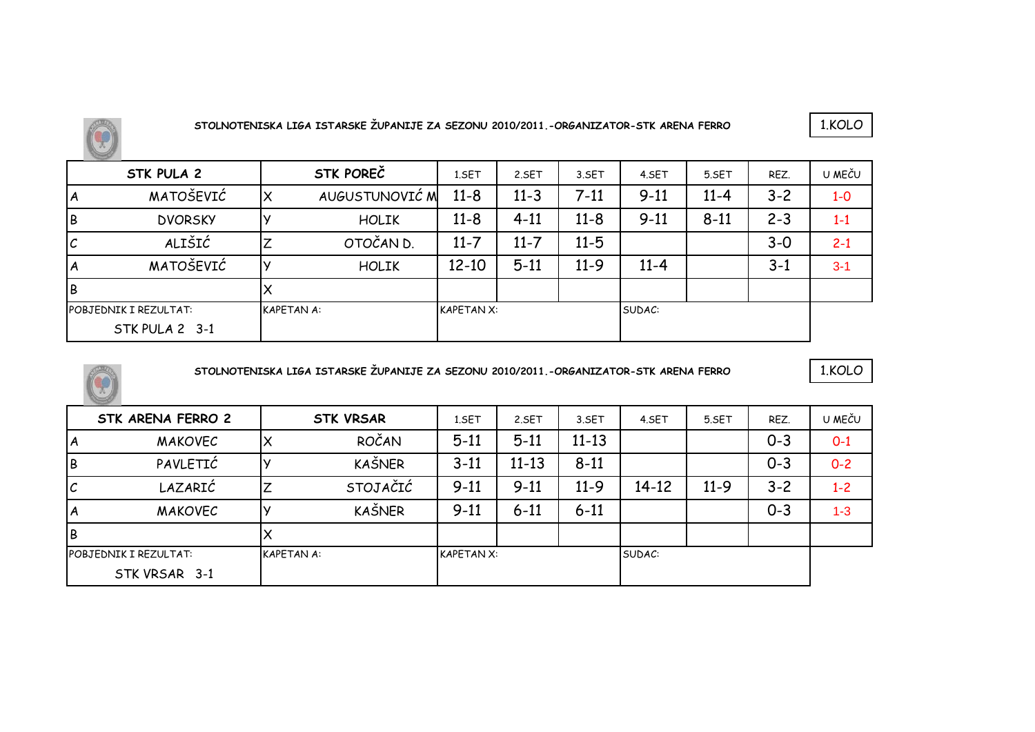STOLNOTENISKA LIGA ISTARSKE ŽUPANIJE ZA SEZONU 2010/2011.-ORGANIZATOR-STK ARENA FERRO

1.KOLO

| STK PULA 2 | | STK POREČ | | 1.SET | 2.SET | 3.SET | 4.SET | 5.SET | REZ. | U MEČU |
|---|---|---|---|---|---|---|---|---|---|---|
| A | MATOŠEVIĆ | X | AUGUSTUNOVIĆ M | 11-8 | 11-3 | 7-11 | 9-11 | 11-4 | 3-2 | 1-0 |
| B | DVORSKY | Y | HOLIK | 11-8 | 4-11 | 11-8 | 9-11 | 8-11 | 2-3 | 1-1 |
| C | ALIŠIĆ | Z | OTOČAN D. | 11-7 | 11-7 | 11-5 | | | 3-0 | 2-1 |
| A | MATOŠEVIĆ | Y | HOLIK | 12-10 | 5-11 | 11-9 | 11-4 | | 3-1 | 3-1 |
| B | | X | | | | | | | | |
| POBJEDNIK I REZULTAT: STK PULA 2 3-1 | | KAPETAN A: | | KAPETAN X: | | | SUDAC: | | | |

STOLNOTENISKA LIGA ISTARSKE ŽUPANIJE ZA SEZONU 2010/2011.-ORGANIZATOR-STK ARENA FERRO

1.KOLO

| STK ARENA FERRO 2 | | STK VRSAR | | 1.SET | 2.SET | 3.SET | 4.SET | 5.SET | REZ. | U MEČU |
|---|---|---|---|---|---|---|---|---|---|---|
| A | MAKOVEC | X | ROČAN | 5-11 | 5-11 | 11-13 | | | 0-3 | 0-1 |
| B | PAVLETIĆ | Y | KAŠNER | 3-11 | 11-13 | 8-11 | | | 0-3 | 0-2 |
| C | LAZARIĆ | Z | STOJAČIĆ | 9-11 | 9-11 | 11-9 | 14-12 | 11-9 | 3-2 | 1-2 |
| A | MAKOVEC | Y | KAŠNER | 9-11 | 6-11 | 6-11 | | | 0-3 | 1-3 |
| B | | X | | | | | | | | |
| POBJEDNIK I REZULTAT: STK VRSAR 3-1 | | KAPETAN A: | | KAPETAN X: | | | SUDAC: | | | |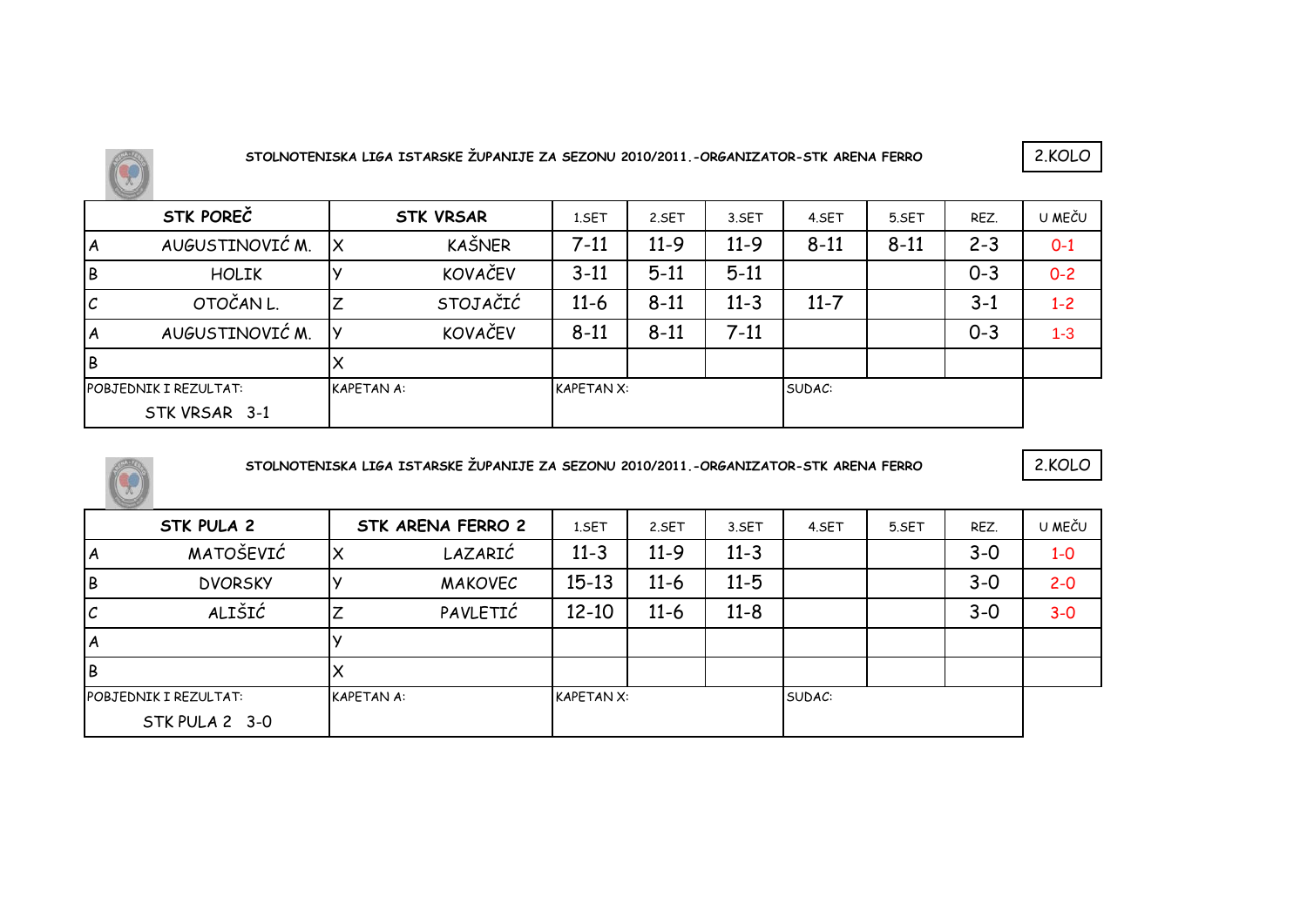STOLNOTENISKA LIGA ISTARSKE ŽUPANIJE ZA SEZONU 2010/2011.-ORGANIZATOR-STK ARENA FERRO

2.KOLO

| STK POREČ | | STK VRSAR | | 1.SET | 2.SET | 3.SET | 4.SET | 5.SET | REZ. | U MEČU |
|---|---|---|---|---|---|---|---|---|---|---|
| A | AUGUSTINOVIĆ M. | X | KAŠNER | 7-11 | 11-9 | 11-9 | 8-11 | 8-11 | 2-3 | 0-1 |
| B | HOLIK | Y | KOVAČEV | 3-11 | 5-11 | 5-11 | | | 0-3 | 0-2 |
| C | OTOČAN L. | Z | STOJAČIĆ | 11-6 | 8-11 | 11-3 | 11-7 | | 3-1 | 1-2 |
| A | AUGUSTINOVIĆ M. | Y | KOVAČEV | 8-11 | 8-11 | 7-11 | | | 0-3 | 1-3 |
| B | | X | | | | | | | | |
| POBJEDNIK I REZULTAT: STK VRSAR 3-1 | | KAPETAN A: | | KAPETAN X: | | | SUDAC: | | | |

STOLNOTENISKA LIGA ISTARSKE ŽUPANIJE ZA SEZONU 2010/2011.-ORGANIZATOR-STK ARENA FERRO

2.KOLO

| STK PULA 2 | | STK ARENA FERRO 2 | | 1.SET | 2.SET | 3.SET | 4.SET | 5.SET | REZ. | U MEČU |
|---|---|---|---|---|---|---|---|---|---|---|
| A | MATOŠEVIĆ | X | LAZARIĆ | 11-3 | 11-9 | 11-3 | | | 3-0 | 1-0 |
| B | DVORSKY | Y | MAKOVEC | 15-13 | 11-6 | 11-5 | | | 3-0 | 2-0 |
| C | ALIŠIĆ | Z | PAVLETIĆ | 12-10 | 11-6 | 11-8 | | | 3-0 | 3-0 |
| A | | Y | | | | | | | | |
| B | | X | | | | | | | | |
| POBJEDNIK I REZULTAT: STK PULA 2 3-0 | | KAPETAN A: | | KAPETAN X: | | | SUDAC: | | | |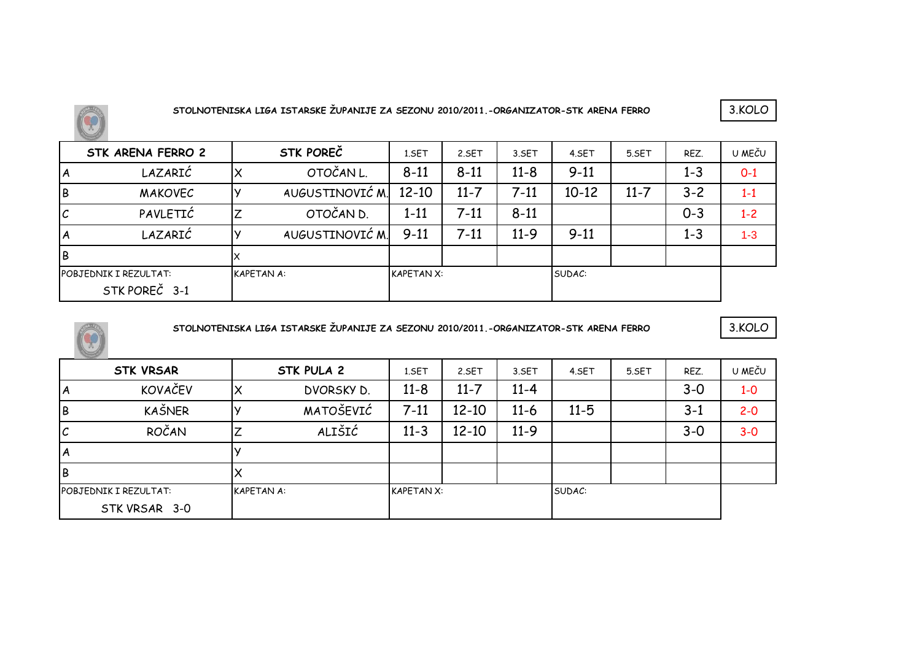STOLNOTENISKA LIGA ISTARSKE ŽUPANIJE ZA SEZONU 2010/2011.-ORGANIZATOR-STK ARENA FERRO

3.KOLO

| STK ARENA FERRO 2 | | STK POREČ | | 1.SET | 2.SET | 3.SET | 4.SET | 5.SET | REZ. | U MEČU |
|---|---|---|---|---|---|---|---|---|---|---|
| A | LAZARIĆ | X | OTOČAN L. | 8-11 | 8-11 | 11-8 | 9-11 | | 1-3 | 0-1 |
| B | MAKOVEC | Y | AUGUSTINOVIĆ M. | 12-10 | 11-7 | 7-11 | 10-12 | 11-7 | 3-2 | 1-1 |
| C | PAVLETIĆ | Z | OTOČAN D. | 1-11 | 7-11 | 8-11 | | | 0-3 | 1-2 |
| A | LAZARIĆ | Y | AUGUSTINOVIĆ M. | 9-11 | 7-11 | 11-9 | 9-11 | | 1-3 | 1-3 |
| B | | X | | | | | | | | |
| POBJEDNIK I REZULTAT: STK POREČ 3-1 | | KAPETAN A: | | KAPETAN X: | | | SUDAC: | | | |

STOLNOTENISKA LIGA ISTARSKE ŽUPANIJE ZA SEZONU 2010/2011.-ORGANIZATOR-STK ARENA FERRO

3.KOLO

| STK VRSAR | | STK PULA 2 | | 1.SET | 2.SET | 3.SET | 4.SET | 5.SET | REZ. | U MEČU |
|---|---|---|---|---|---|---|---|---|---|---|
| A | KOVAČEV | X | DVORSKY D. | 11-8 | 11-7 | 11-4 | | | 3-0 | 1-0 |
| B | KAŠNER | Y | MATOŠEVIĆ | 7-11 | 12-10 | 11-6 | 11-5 | | 3-1 | 2-0 |
| C | ROČAN | Z | ALIŠIĆ | 11-3 | 12-10 | 11-9 | | | 3-0 | 3-0 |
| A | | Y | | | | | | | | |
| B | | X | | | | | | | | |
| POBJEDNIK I REZULTAT: STK VRSAR 3-0 | | KAPETAN A: | | KAPETAN X: | | | SUDAC: | | | |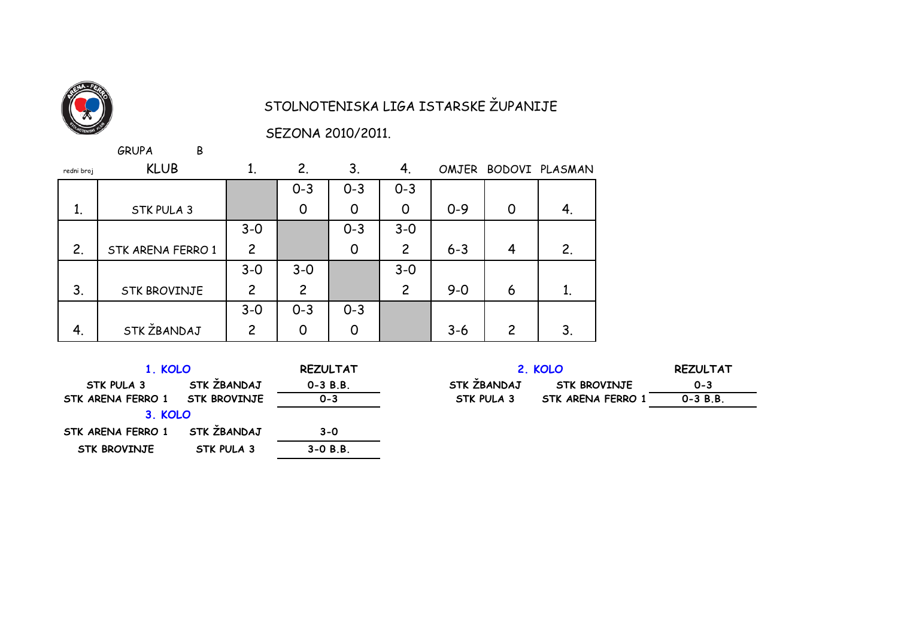# STOLNOTENISKA LIGA ISTARSKE ŽUPANIJE

## SEZONA 2010/2011.

GRUPA B

| redni broj | KLUB | 1. | 2. | 3. | 4. | OMJER | BODOVI | PLASMAN |
|---|---|---|---|---|---|---|---|---|
| 1. | STK PULA 3 | | 0-3<br>0 | 0-3<br>0 | 0-3<br>0 | 0-9 | 0 | 4. |
| 2. | STK ARENA FERRO 1 | 3-0<br>2 | | 0-3<br>0 | 3-0<br>2 | 6-3 | 4 | 2. |
| 3. | STK BROVINJE | 3-0<br>2 | 3-0<br>2 | | 3-0<br>2 | 9-0 | 6 | 1. |
| 4. | STK ŽBANDAJ | 3-0<br>2 | 0-3<br>0 | 0-3<br>0 | | 3-6 | 2 | 3. |

| 1. KOLO | | REZULTAT |
|---|---|---|
| STK PULA 3 | STK ŽBANDAJ | 0-3 B.B. |
| STK ARENA FERRO 1 | STK BROVINJE | 0-3 |

| 2. KOLO | | REZULTAT |
|---|---|---|
| STK ŽBANDAJ | STK BROVINJE | 0-3 |
| STK PULA 3 | STK ARENA FERRO 1 | 0-3 B.B. |

| 3. KOLO | | REZULTAT |
|---|---|---|
| STK ARENA FERRO 1 | STK ŽBANDAJ | 3-0 |
| STK BROVINJE | STK PULA 3 | 3-0 B.B. |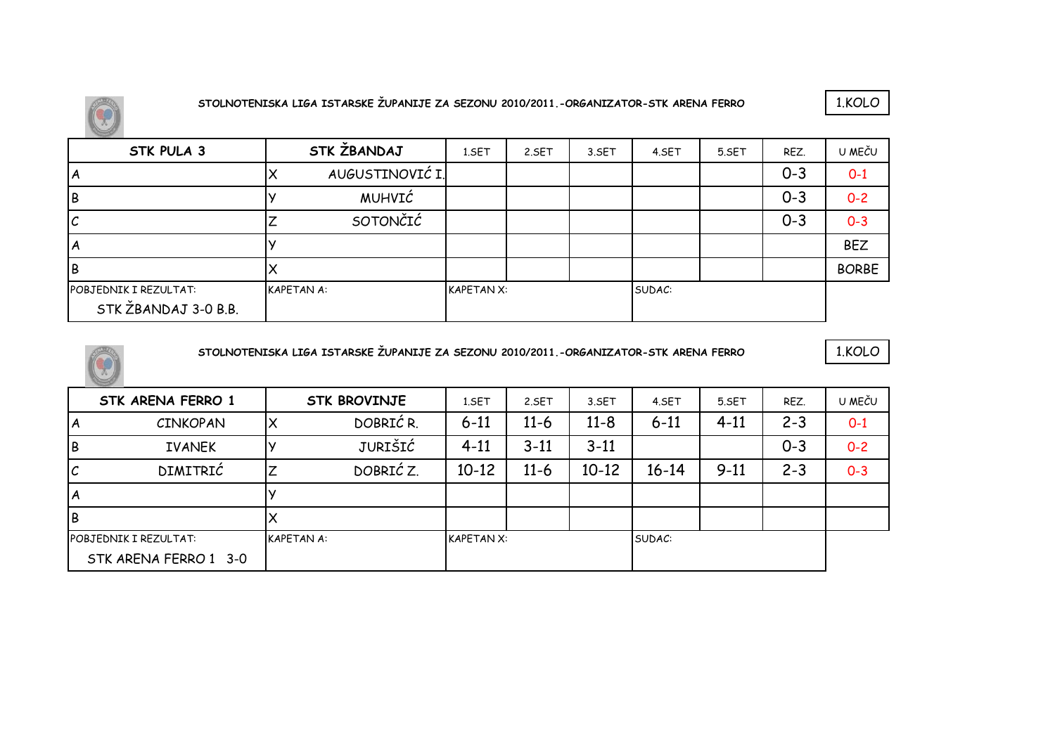STOLNOTENISKA LIGA ISTARSKE ŽUPANIJE ZA SEZONU 2010/2011.-ORGANIZATOR-STK ARENA FERRO

1.KOLO

| STK PULA 3 | STK ŽBANDAJ | 1.SET | 2.SET | 3.SET | 4.SET | 5.SET | REZ. | U MEČU |
|---|---|---|---|---|---|---|---|---|
| A | X AUGUSTINOVIĆ I. | | | | | | 0-3 | 0-1 |
| B | Y MUHVIĆ | | | | | | 0-3 | 0-2 |
| C | Z SOTONČIĆ | | | | | | 0-3 | 0-3 |
| A | Y | | | | | | | BEZ |
| B | X | | | | | | | BORBE |
| POBJEDNIK I REZULTAT: STK ŽBANDAJ 3-0 B.B. | KAPETAN A: | KAPETAN X: | | | SUDAC: | | | |

STOLNOTENISKA LIGA ISTARSKE ŽUPANIJE ZA SEZONU 2010/2011.-ORGANIZATOR-STK ARENA FERRO

1.KOLO

| STK ARENA FERRO 1 | STK BROVINJE | 1.SET | 2.SET | 3.SET | 4.SET | 5.SET | REZ. | U MEČU |
|---|---|---|---|---|---|---|---|---|
| A CINKOPAN | X DOBRIĆ R. | 6-11 | 11-6 | 11-8 | 6-11 | 4-11 | 2-3 | 0-1 |
| B IVANEK | Y JURIŠIĆ | 4-11 | 3-11 | 3-11 | | | 0-3 | 0-2 |
| C DIMITRIĆ | Z DOBRIĆ Z. | 10-12 | 11-6 | 10-12 | 16-14 | 9-11 | 2-3 | 0-3 |
| A | Y | | | | | | | |
| B | X | | | | | | | |
| POBJEDNIK I REZULTAT: STK ARENA FERRO 1 3-0 | KAPETAN A: | KAPETAN X: | | | SUDAC: | | | |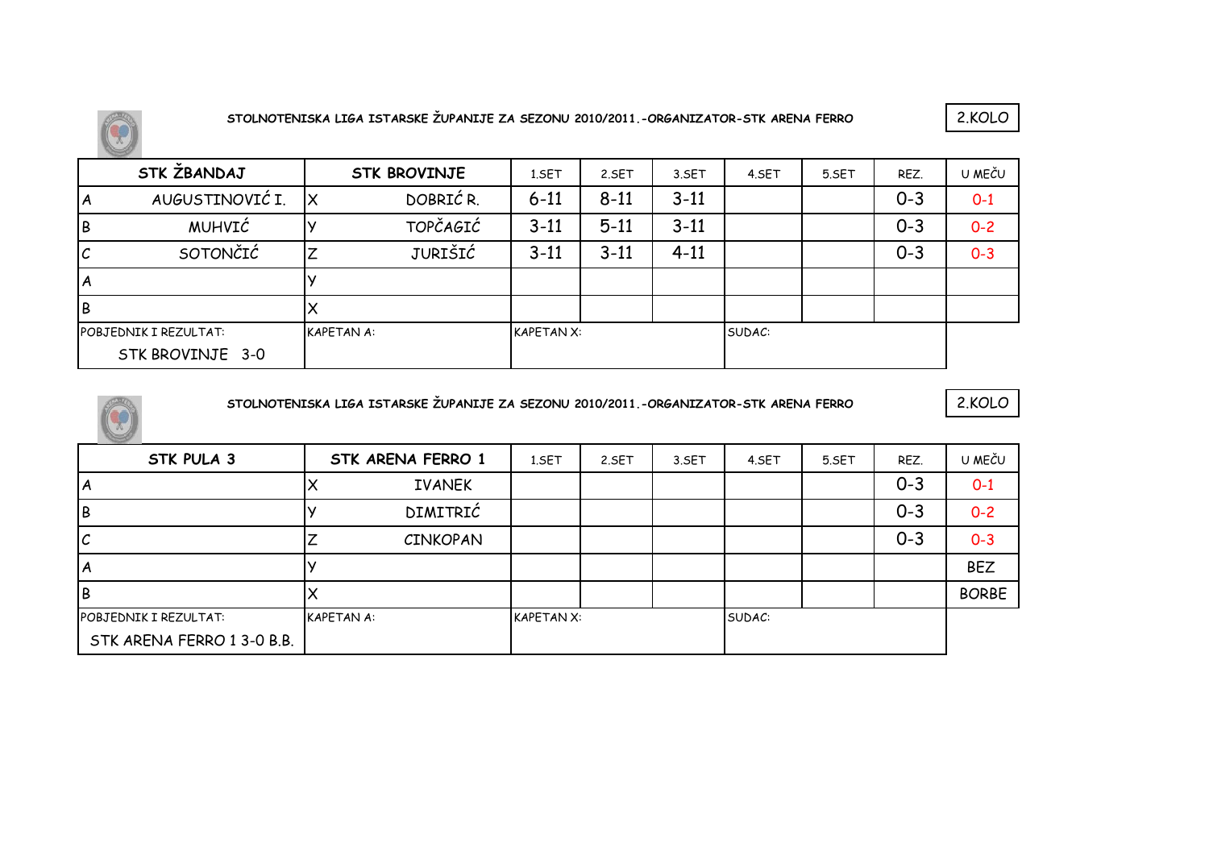STOLNOTENISKA LIGA ISTARSKE ŽUPANIJE ZA SEZONU 2010/2011.-ORGANIZATOR-STK ARENA FERRO

2.KOLO

| STK ŽBANDAJ | STK BROVINJE | 1.SET | 2.SET | 3.SET | 4.SET | 5.SET | REZ. | U MEČU |
|---|---|---|---|---|---|---|---|---|
| A AUGUSTINOVIĆ I. | X DOBRIĆ R. | 6-11 | 8-11 | 3-11 | | | 0-3 | 0-1 |
| B MUHVIĆ | Y TOPČAGIĆ | 3-11 | 5-11 | 3-11 | | | 0-3 | 0-2 |
| C SOTONČIĆ | Z JURIŠIĆ | 3-11 | 3-11 | 4-11 | | | 0-3 | 0-3 |
| A | Y | | | | | | | |
| B | X | | | | | | | |
| POBJEDNIK I REZULTAT: STK BROVINJE 3-0 | KAPETAN A: | KAPETAN X: | | | SUDAC: | | | |

STOLNOTENISKA LIGA ISTARSKE ŽUPANIJE ZA SEZONU 2010/2011.-ORGANIZATOR-STK ARENA FERRO

2.KOLO

| STK PULA 3 | STK ARENA FERRO 1 | 1.SET | 2.SET | 3.SET | 4.SET | 5.SET | REZ. | U MEČU |
|---|---|---|---|---|---|---|---|---|
| A | X IVANEK | | | | | | 0-3 | 0-1 |
| B | Y DIMITRIĆ | | | | | | 0-3 | 0-2 |
| C | Z CINKOPAN | | | | | | 0-3 | 0-3 |
| A | Y | | | | | | | BEZ |
| B | X | | | | | | | BORBE |
| POBJEDNIK I REZULTAT: STK ARENA FERRO 1 3-0 B.B. | KAPETAN A: | KAPETAN X: | | | SUDAC: | | | |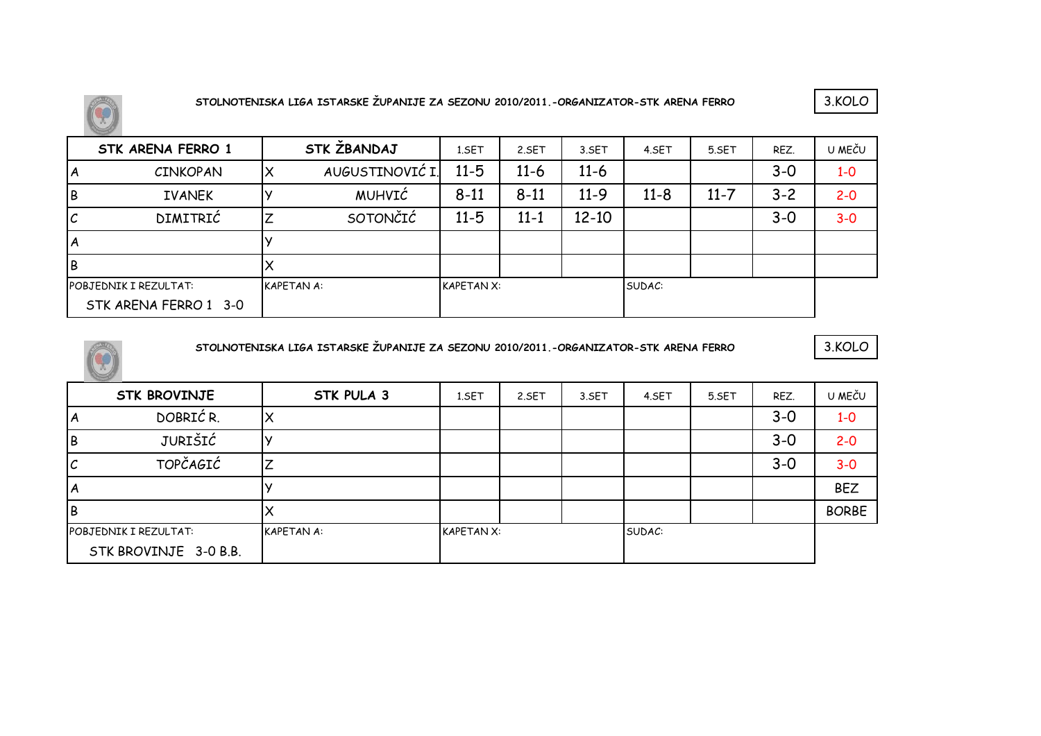**STOLNOTENISKA LIGA ISTARSKE ŽUPANIJE ZA SEZONU 2010/2011.-ORGANIZATOR-STK ARENA FERRO**

3.KOLO

| STK ARENA FERRO 1 | | STK ŽBANDAJ | | 1.SET | 2.SET | 3.SET | 4.SET | 5.SET | REZ. | U MEČU |
|---|---|---|---|---|---|---|---|---|---|---|
| A | CINKOPAN | X | AUGUSTINOVIĆ I. | 11-5 | 11-6 | 11-6 | | | 3-0 | 1-0 |
| B | IVANEK | Y | MUHVIĆ | 8-11 | 8-11 | 11-9 | 11-8 | 11-7 | 3-2 | 2-0 |
| C | DIMITRIĆ | Z | SOTONČIĆ | 11-5 | 11-1 | 12-10 | | | 3-0 | 3-0 |
| A | | Y | | | | | | | | |
| B | | X | | | | | | | | |
| POBJEDNIK I REZULTAT: STK ARENA FERRO 1 3-0 | | KAPETAN A: | | KAPETAN X: | | | SUDAC: | | | |

**STOLNOTENISKA LIGA ISTARSKE ŽUPANIJE ZA SEZONU 2010/2011.-ORGANIZATOR-STK ARENA FERRO**

3.KOLO

| STK BROVINJE | | STK PULA 3 | | 1.SET | 2.SET | 3.SET | 4.SET | 5.SET | REZ. | U MEČU |
|---|---|---|---|---|---|---|---|---|---|---|
| A | DOBRIĆ R. | X | | | | | | | 3-0 | 1-0 |
| B | JURIŠIĆ | Y | | | | | | | 3-0 | 2-0 |
| C | TOPČAGIĆ | Z | | | | | | | 3-0 | 3-0 |
| A | | Y | | | | | | | | BEZ |
| B | | X | | | | | | | | BORBE |
| POBJEDNIK I REZULTAT: STK BROVINJE 3-0 B.B. | | KAPETAN A: | | KAPETAN X: | | | SUDAC: | | | |